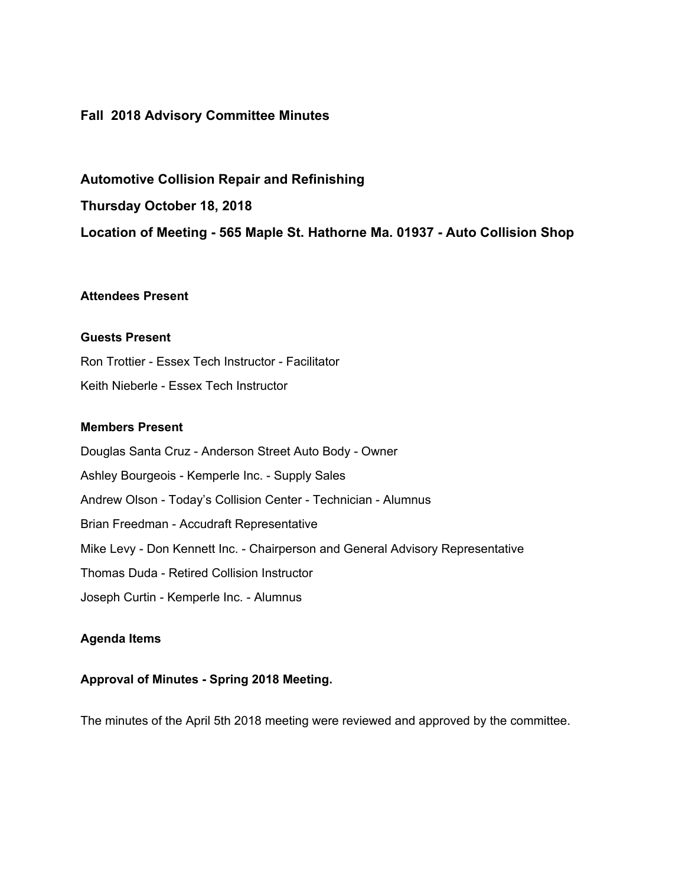# Fall 2018 Advisory Committee Minutes

## Automotive Collision Repair and Refinishing

## Thursday October 18, 2018

## Location of Meeting - 565 Maple St. Hathorne Ma. 01937 - Auto Collision Shop

### Attendees Present

### Guests Present

Ron Trottier - Essex Tech Instructor - Facilitator

Keith Nieberle - Essex Tech Instructor

### Members Present

Douglas Santa Cruz - Anderson Street Auto Body - Owner

Ashley Bourgeois - Kemperle Inc. - Supply Sales

Andrew Olson - Today's Collision Center - Technician - Alumnus

Brian Freedman - Accudraft Representative

Mike Levy - Don Kennett Inc. - Chairperson and General Advisory Representative

Thomas Duda - Retired Collision Instructor

Joseph Curtin - Kemperle Inc. - Alumnus

### Agenda Items

### Approval of Minutes - Spring 2018 Meeting.

The minutes of the April 5th 2018 meeting were reviewed and approved by the committee.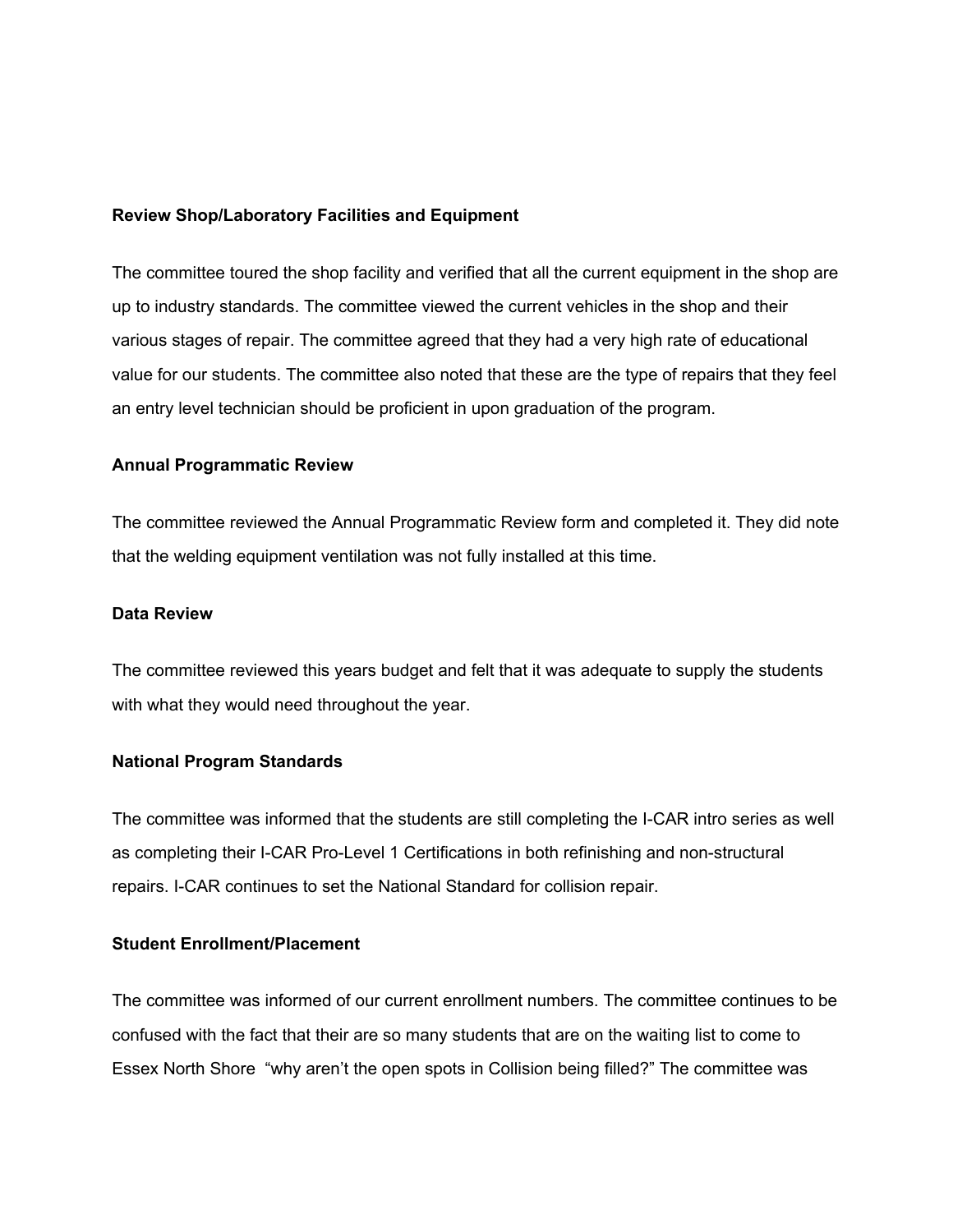**Review Shop/Laboratory Facilities and Equipment**

The committee toured the shop facility and verified that all the current equipment in the shop are up to industry standards. The committee viewed the current vehicles in the shop and their various stages of repair. The committee agreed that they had a very high rate of educational value for our students. The committee also noted that these are the type of repairs that they feel an entry level technician should be proficient in upon graduation of the program.

**Annual Programmatic Review**

The committee reviewed the Annual Programmatic Review form and completed it. They did note that the welding equipment ventilation was not fully installed at this time.

**Data Review**

The committee reviewed this years budget and felt that it was adequate to supply the students with what they would need throughout the year.

**National Program Standards**

The committee was informed that the students are still completing the I-CAR intro series as well as completing their I-CAR Pro-Level 1 Certifications in both refinishing and non-structural repairs. I-CAR continues to set the National Standard for collision repair.

**Student Enrollment/Placement**

The committee was informed of our current enrollment numbers. The committee continues to be confused with the fact that their are so many students that are on the waiting list to come to Essex North Shore "why aren't the open spots in Collision being filled?" The committee was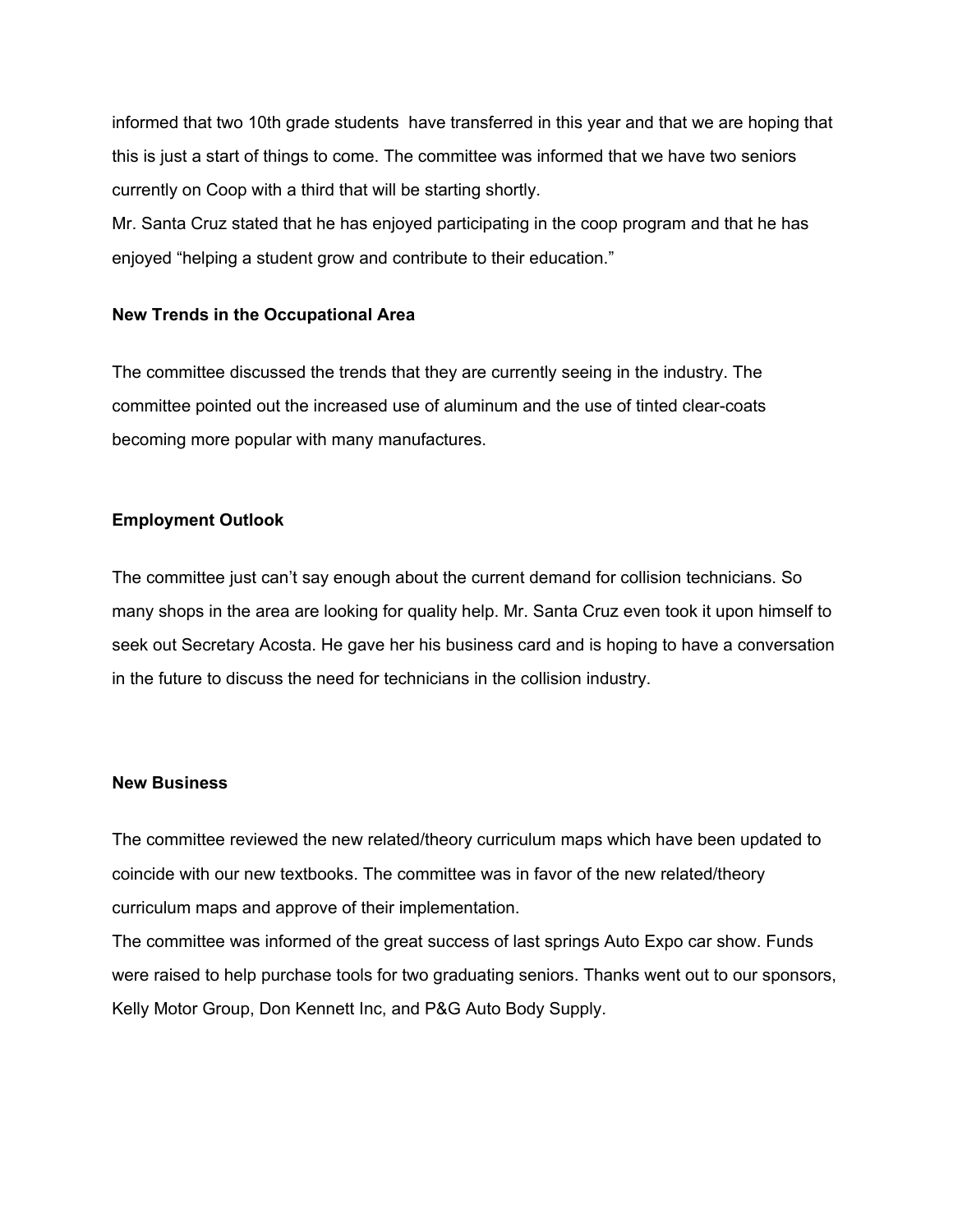informed that two 10th grade students have transferred in this year and that we are hoping that this is just a start of things to come. The committee was informed that we have two seniors currently on Coop with a third that will be starting shortly.

Mr. Santa Cruz stated that he has enjoyed participating in the coop program and that he has enjoyed "helping a student grow and contribute to their education."

**New Trends in the Occupational Area**

The committee discussed the trends that they are currently seeing in the industry. The committee pointed out the increased use of aluminum and the use of tinted clear-coats becoming more popular with many manufactures.

**Employment Outlook**

The committee just can't say enough about the current demand for collision technicians. So many shops in the area are looking for quality help. Mr. Santa Cruz even took it upon himself to seek out Secretary Acosta. He gave her his business card and is hoping to have a conversation in the future to discuss the need for technicians in the collision industry.

**New Business**

The committee reviewed the new related/theory curriculum maps which have been updated to coincide with our new textbooks. The committee was in favor of the new related/theory curriculum maps and approve of their implementation.

The committee was informed of the great success of last springs Auto Expo car show. Funds were raised to help purchase tools for two graduating seniors. Thanks went out to our sponsors, Kelly Motor Group, Don Kennett Inc, and P&G Auto Body Supply.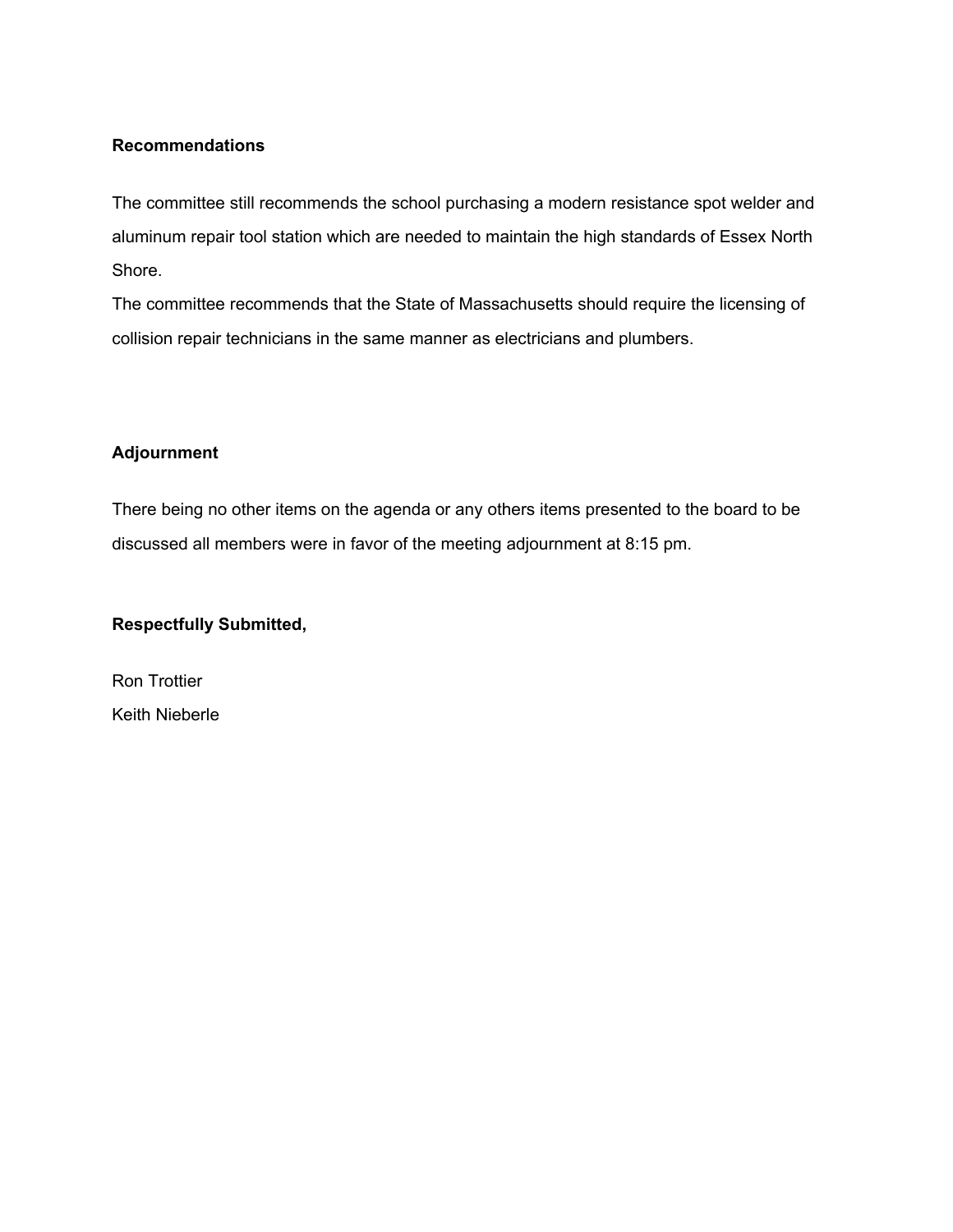**Recommendations**

The committee still recommends the school purchasing a modern resistance spot welder and aluminum repair tool station which are needed to maintain the high standards of Essex North Shore.

The committee recommends that the State of Massachusetts should require the licensing of collision repair technicians in the same manner as electricians and plumbers.

**Adjournment**

There being no other items on the agenda or any others items presented to the board to be discussed all members were in favor of the meeting adjournment at 8:15 pm.

**Respectfully Submitted,**

Ron Trottier

Keith Nieberle